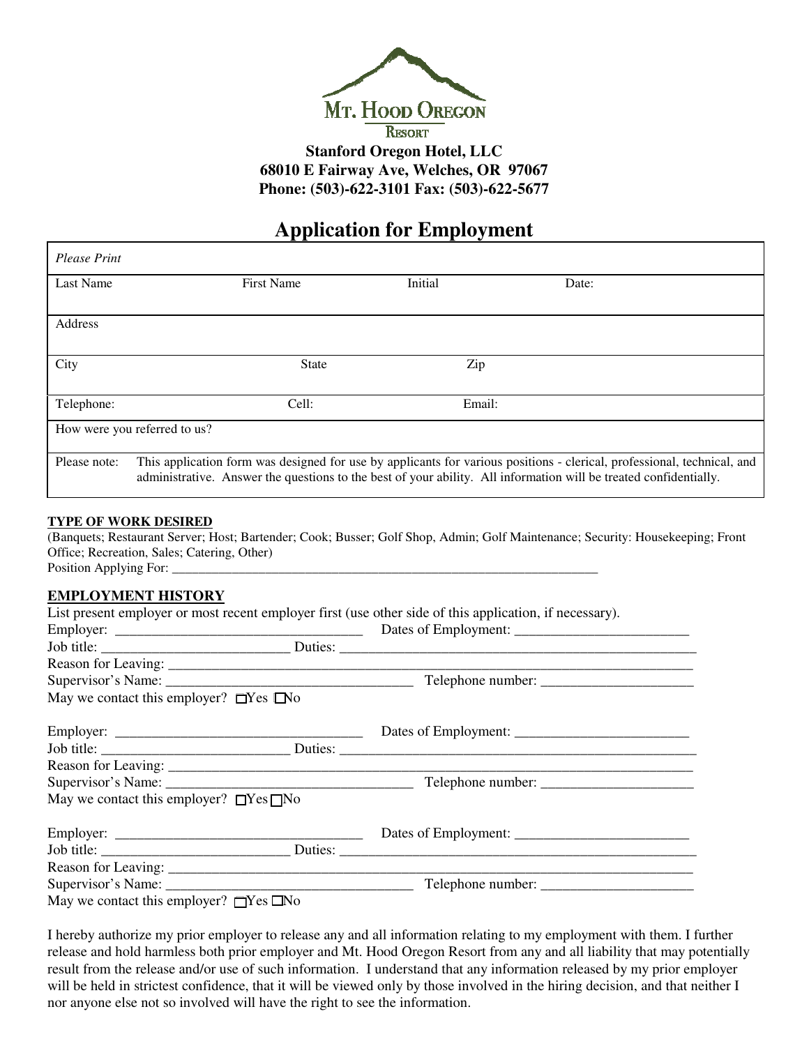**MT. HOOD OREGON**
**RESORT**

**Stanford Oregon Hotel, LLC**
**68010 E Fairway Ave, Welches, OR 97067**
**Phone: (503)-622-3101 Fax: (503)-622-5677**

# Application for Employment

| *Please Print* | | | |
|---|---|---|---|
| Last Name | First Name | Initial | Date: |
| Address | | | |
| City | State | Zip | |
| Telephone: | Cell: | Email: | |
| How were you referred to us? | | | |
| Please note: | This application form was designed for use by applicants for various positions - clerical, professional, technical, and administrative. Answer the questions to the best of your ability. All information will be treated confidentially. | | |

**TYPE OF WORK DESIRED**

(Banquets; Restaurant Server; Host; Bartender; Cook; Busser; Golf Shop, Admin; Golf Maintenance; Security: Housekeeping; Front Office; Recreation, Sales; Catering, Other)

Position Applying For: ___________________________________________________________________

**EMPLOYMENT HISTORY**

List present employer or most recent employer first (use other side of this application, if necessary).

Employer: ___________________________________ Dates of Employment: _________________________

Job title: ___________________________ Duties: ____________________________________________________

Reason for Leaving: _______________________________________________________________________________

Supervisor's Name: ___________________________________ Telephone number: ______________________

May we contact this employer? ☐Yes ☐No

Employer: ___________________________________ Dates of Employment: _________________________

Job title: ___________________________ Duties: ____________________________________________________

Reason for Leaving: _______________________________________________________________________________

Supervisor's Name: ___________________________________ Telephone number: ______________________

May we contact this employer? ☐Yes ☐No

Employer: ___________________________________ Dates of Employment: _________________________

Job title: ___________________________ Duties: ____________________________________________________

Reason for Leaving: _______________________________________________________________________________

Supervisor's Name: ___________________________________ Telephone number: ______________________

May we contact this employer? ☐Yes ☐No

I hereby authorize my prior employer to release any and all information relating to my employment with them. I further release and hold harmless both prior employer and Mt. Hood Oregon Resort from any and all liability that may potentially result from the release and/or use of such information. I understand that any information released by my prior employer will be held in strictest confidence, that it will be viewed only by those involved in the hiring decision, and that neither I nor anyone else not so involved will have the right to see the information.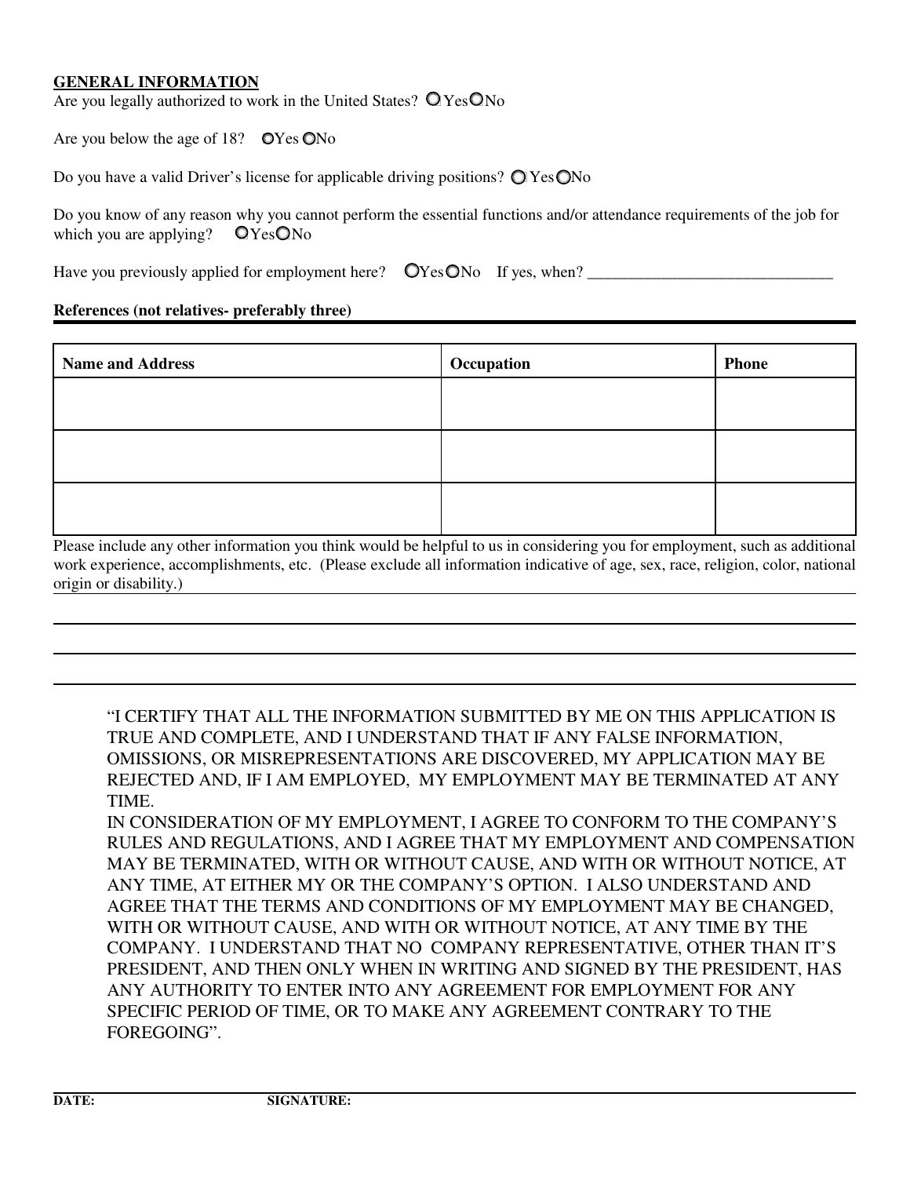**GENERAL INFORMATION**

Are you legally authorized to work in the United States? ○ Yes ○ No

Are you below the age of 18? ○ Yes ○ No

Do you have a valid Driver's license for applicable driving positions? ○ Yes ○ No

Do you know of any reason why you cannot perform the essential functions and/or attendance requirements of the job for which you are applying? ○ Yes ○ No

Have you previously applied for employment here? ○ Yes ○ No If yes, when? _______________________________

**References (not relatives- preferably three)**

| Name and Address | Occupation | Phone |
| --- | --- | --- |
| | | |
| | | |
| | | |

Please include any other information you think would be helpful to us in considering you for employment, such as additional work experience, accomplishments, etc. (Please exclude all information indicative of age, sex, race, religion, color, national origin or disability.)

___

___

___

"I CERTIFY THAT ALL THE INFORMATION SUBMITTED BY ME ON THIS APPLICATION IS TRUE AND COMPLETE, AND I UNDERSTAND THAT IF ANY FALSE INFORMATION, OMISSIONS, OR MISREPRESENTATIONS ARE DISCOVERED, MY APPLICATION MAY BE REJECTED AND, IF I AM EMPLOYED, MY EMPLOYMENT MAY BE TERMINATED AT ANY TIME.

IN CONSIDERATION OF MY EMPLOYMENT, I AGREE TO CONFORM TO THE COMPANY'S RULES AND REGULATIONS, AND I AGREE THAT MY EMPLOYMENT AND COMPENSATION MAY BE TERMINATED, WITH OR WITHOUT CAUSE, AND WITH OR WITHOUT NOTICE, AT ANY TIME, AT EITHER MY OR THE COMPANY'S OPTION. I ALSO UNDERSTAND AND AGREE THAT THE TERMS AND CONDITIONS OF MY EMPLOYMENT MAY BE CHANGED, WITH OR WITHOUT CAUSE, AND WITH OR WITHOUT NOTICE, AT ANY TIME BY THE COMPANY. I UNDERSTAND THAT NO COMPANY REPRESENTATIVE, OTHER THAN IT'S PRESIDENT, AND THEN ONLY WHEN IN WRITING AND SIGNED BY THE PRESIDENT, HAS ANY AUTHORITY TO ENTER INTO ANY AGREEMENT FOR EMPLOYMENT FOR ANY SPECIFIC PERIOD OF TIME, OR TO MAKE ANY AGREEMENT CONTRARY TO THE FOREGOING".

**DATE:** **SIGNATURE:**